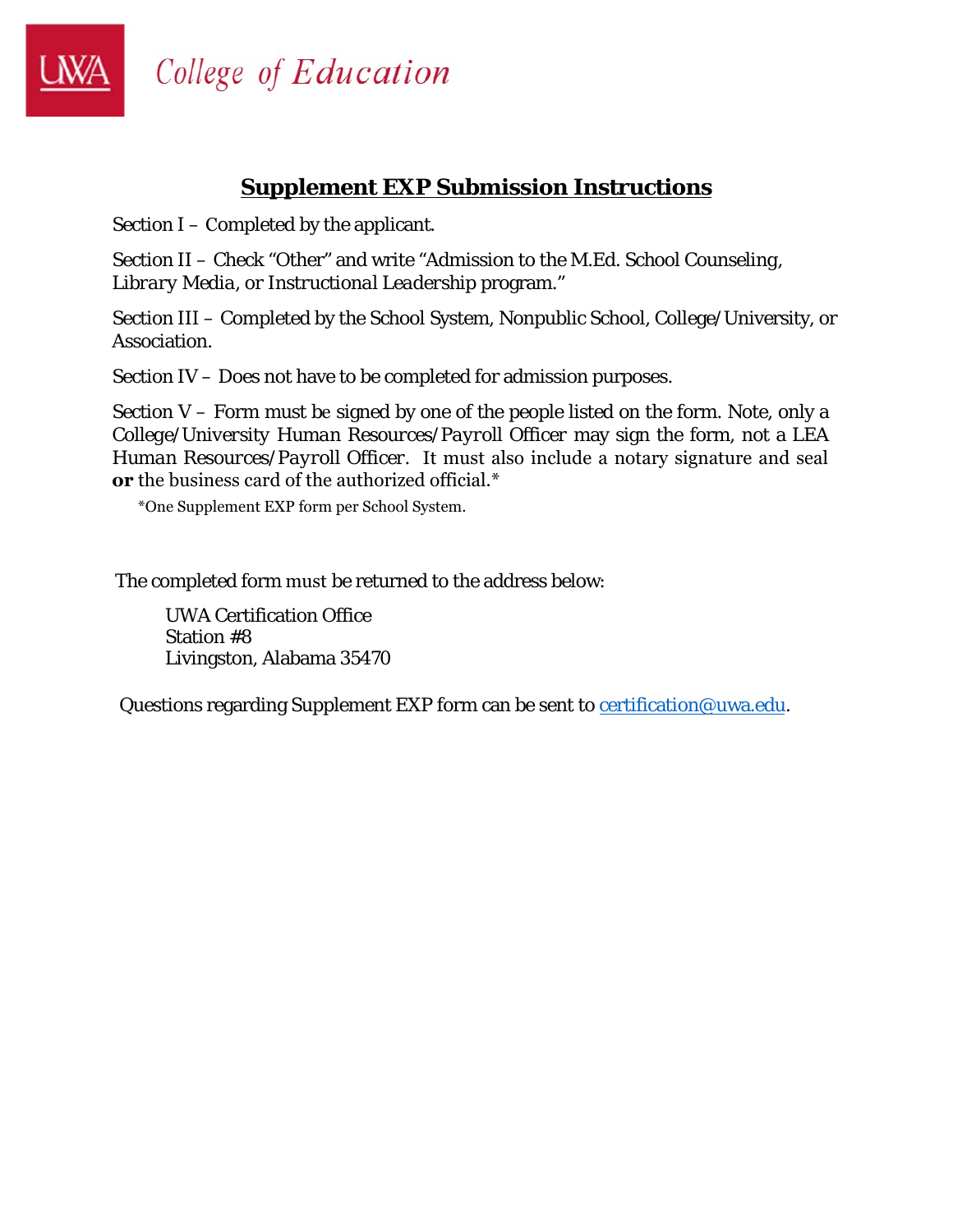UWA College of Education

## Supplement EXP Submission Instructions

Section I – Completed by the applicant.

Section II – Check "Other" and write "Admission to the M.Ed. School Counseling, Library Media, or Instructional Leadership program."

Section III – Completed by the School System, Nonpublic School, College/University, or Association.

Section IV – Does not have to be completed for admission purposes.

Section V – Form must be signed by one of the people listed on the form. Note, only a College/University Human Resources/Payroll Officer may sign the form, not a LEA Human Resources/Payroll Officer. It must also include a notary signature and seal **or** the business card of the authorized official.*

*One Supplement EXP form per School System.

The completed form must be returned to the address below:

UWA Certification Office
Station #8
Livingston, Alabama 35470

Questions regarding Supplement EXP form can be sent to certification@uwa.edu.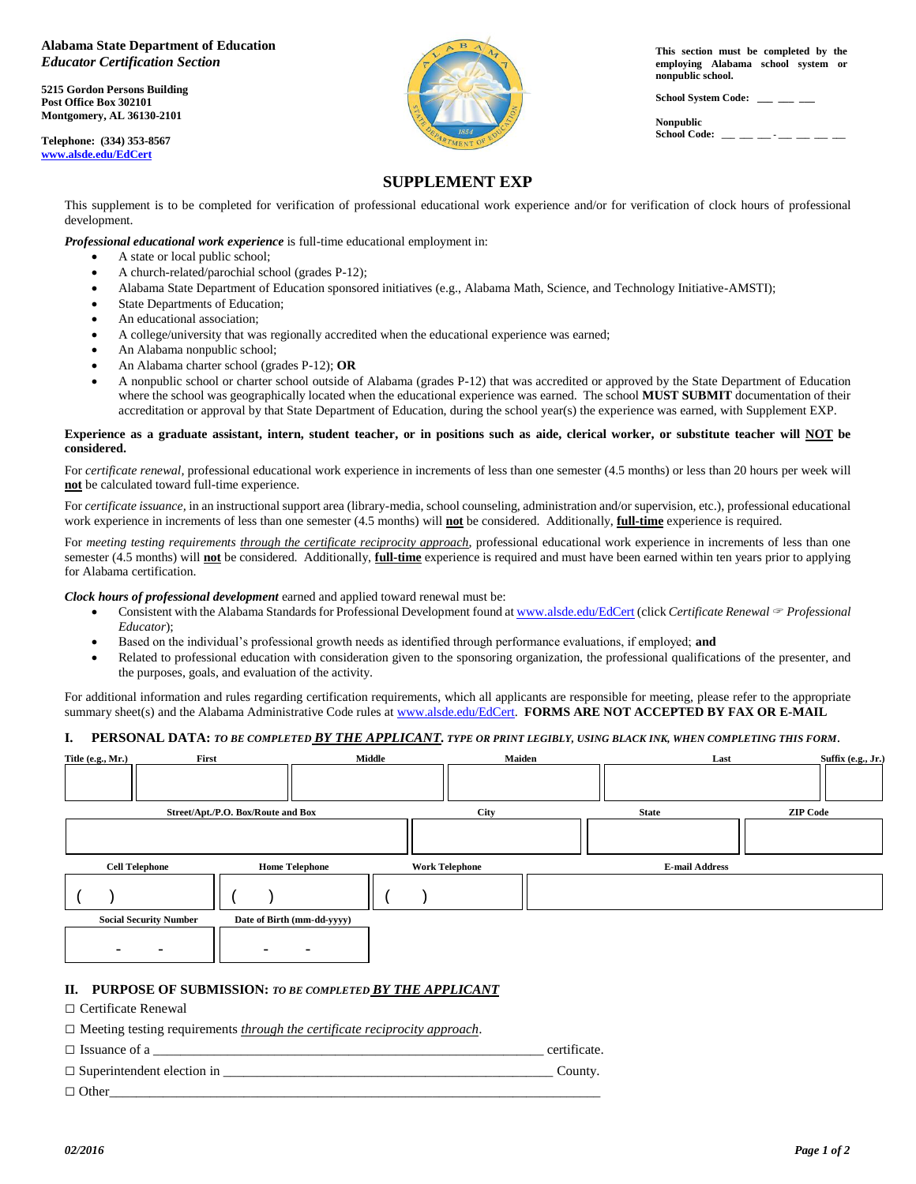**Alabama State Department of Education**
***Educator Certification Section***

**5215 Gordon Persons Building**
**Post Office Box 302101**
**Montgomery, AL 36130-2101**

**Telephone: (334) 353-8567**
**www.alsde.edu/EdCert**

**This section must be completed by the employing Alabama school system or nonpublic school.**

**School System Code:** __ __ __

**Nonpublic School Code:** __ __ __ - __ __ __ __

# SUPPLEMENT EXP

This supplement is to be completed for verification of professional educational work experience and/or for verification of clock hours of professional development.

***Professional educational work experience*** is full-time educational employment in:

- A state or local public school;
- A church-related/parochial school (grades P-12);
- Alabama State Department of Education sponsored initiatives (e.g., Alabama Math, Science, and Technology Initiative-AMSTI);
- State Departments of Education;
- An educational association;
- A college/university that was regionally accredited when the educational experience was earned;
- An Alabama nonpublic school;
- An Alabama charter school (grades P-12); **OR**
- A nonpublic school or charter school outside of Alabama (grades P-12) that was accredited or approved by the State Department of Education where the school was geographically located when the educational experience was earned. The school **MUST SUBMIT** documentation of their accreditation or approval by that State Department of Education, during the school year(s) the experience was earned, with Supplement EXP.

**Experience as a graduate assistant, intern, student teacher, or in positions such as aide, clerical worker, or substitute teacher will NOT be considered.**

For *certificate renewal*, professional educational work experience in increments of less than one semester (4.5 months) or less than 20 hours per week will **not** be calculated toward full-time experience.

For *certificate issuance*, in an instructional support area (library-media, school counseling, administration and/or supervision, etc.), professional educational work experience in increments of less than one semester (4.5 months) will **not** be considered. Additionally, **full-time** experience is required.

For *meeting testing requirements through the certificate reciprocity approach*, professional educational work experience in increments of less than one semester (4.5 months) will **not** be considered. Additionally, **full-time** experience is required and must have been earned within ten years prior to applying for Alabama certification.

***Clock hours of professional development*** earned and applied toward renewal must be:

- Consistent with the Alabama Standards for Professional Development found at www.alsde.edu/EdCert (click *Certificate Renewal* ☞ *Professional Educator*);
- Based on the individual's professional growth needs as identified through performance evaluations, if employed; **and**
- Related to professional education with consideration given to the sponsoring organization, the professional qualifications of the presenter, and the purposes, goals, and evaluation of the activity.

For additional information and rules regarding certification requirements, which all applicants are responsible for meeting, please refer to the appropriate summary sheet(s) and the Alabama Administrative Code rules at www.alsde.edu/EdCert. **FORMS ARE NOT ACCEPTED BY FAX OR E-MAIL**

## I. PERSONAL DATA: *TO BE COMPLETED BY THE APPLICANT. TYPE OR PRINT LEGIBLY, USING BLACK INK, WHEN COMPLETING THIS FORM.*

| Title (e.g., Mr.) | First | Middle | Maiden | Last | Suffix (e.g., Jr.) |
|---|---|---|---|---|---|
| | | | | | |

| Street/Apt./P.O. Box/Route and Box | City | State | ZIP Code |
|---|---|---|---|
| | | | |

| Cell Telephone | Home Telephone | Work Telephone | E-mail Address |
|---|---|---|---|
| ( ) | ( ) | ( ) | |

| Social Security Number | Date of Birth (mm-dd-yyyy) |
|---|---|
| - - | - - |

## II. PURPOSE OF SUBMISSION: *TO BE COMPLETED BY THE APPLICANT*

☐ Certificate Renewal

☐ Meeting testing requirements *through the certificate reciprocity approach*.

☐ Issuance of a ________________________________________ certificate.

☐ Superintendent election in ____________________________________ County.

☐ Other____________________________________________________________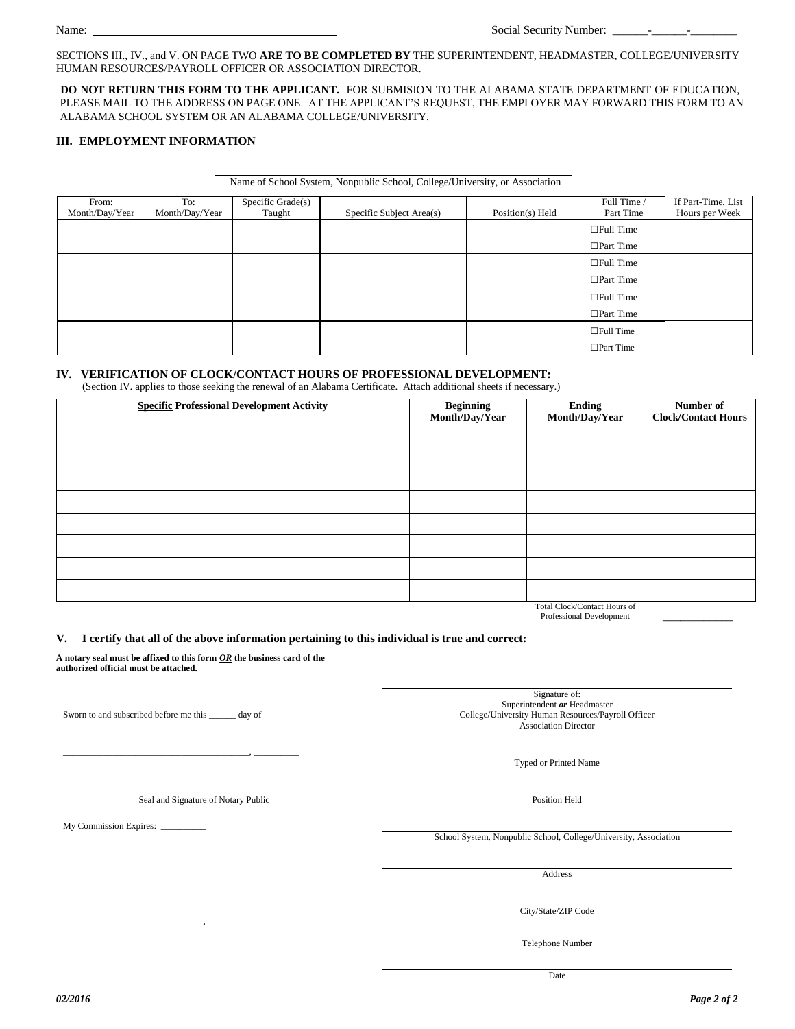Name: ________________________________________ Social Security Number: ______-______-________

SECTIONS III., IV., and V. ON PAGE TWO **ARE TO BE COMPLETED BY** THE SUPERINTENDENT, HEADMASTER, COLLEGE/UNIVERSITY HUMAN RESOURCES/PAYROLL OFFICER OR ASSOCIATION DIRECTOR.

**DO NOT RETURN THIS FORM TO THE APPLICANT.** FOR SUBMISION TO THE ALABAMA STATE DEPARTMENT OF EDUCATION, PLEASE MAIL TO THE ADDRESS ON PAGE ONE. AT THE APPLICANT'S REQUEST, THE EMPLOYER MAY FORWARD THIS FORM TO AN ALABAMA SCHOOL SYSTEM OR AN ALABAMA COLLEGE/UNIVERSITY.

### III. EMPLOYMENT INFORMATION

____________________________________________________________
Name of School System, Nonpublic School, College/University, or Association

| From: Month/Day/Year | To: Month/Day/Year | Specific Grade(s) Taught | Specific Subject Area(s) | Position(s) Held | Full Time / Part Time | If Part-Time, List Hours per Week |
|---|---|---|---|---|---|---|
| | | | | | ☐Full Time ☐Part Time | |
| | | | | | ☐Full Time ☐Part Time | |
| | | | | | ☐Full Time ☐Part Time | |
| | | | | | ☐Full Time ☐Part Time | |

### IV. VERIFICATION OF CLOCK/CONTACT HOURS OF PROFESSIONAL DEVELOPMENT:

(Section IV. applies to those seeking the renewal of an Alabama Certificate. Attach additional sheets if necessary.)

| **Specific** Professional Development Activity | Beginning Month/Day/Year | Ending Month/Day/Year | Number of Clock/Contact Hours |
|---|---|---|---|
| | | | |
| | | | |
| | | | |
| | | | |
| | | | |
| | | | |
| | | | |
| | | | |

Total Clock/Contact Hours of Professional Development ______________

### V. I certify that all of the above information pertaining to this individual is true and correct:

**A notary seal must be affixed to this form *OR* the business card of the authorized official must be attached.**

Sworn to and subscribed before me this ______ day of

________________________________________, __________

________________________________________
Seal and Signature of Notary Public

My Commission Expires: __________

________________________________________
Signature of:
Superintendent ***or*** Headmaster
College/University Human Resources/Payroll Officer
Association Director

________________________________________
Typed or Printed Name

________________________________________
Position Held

________________________________________
School System, Nonpublic School, College/University, Association

________________________________________
Address

________________________________________
City/State/ZIP Code

________________________________________
Telephone Number

________________________________________
Date

*02/2016*